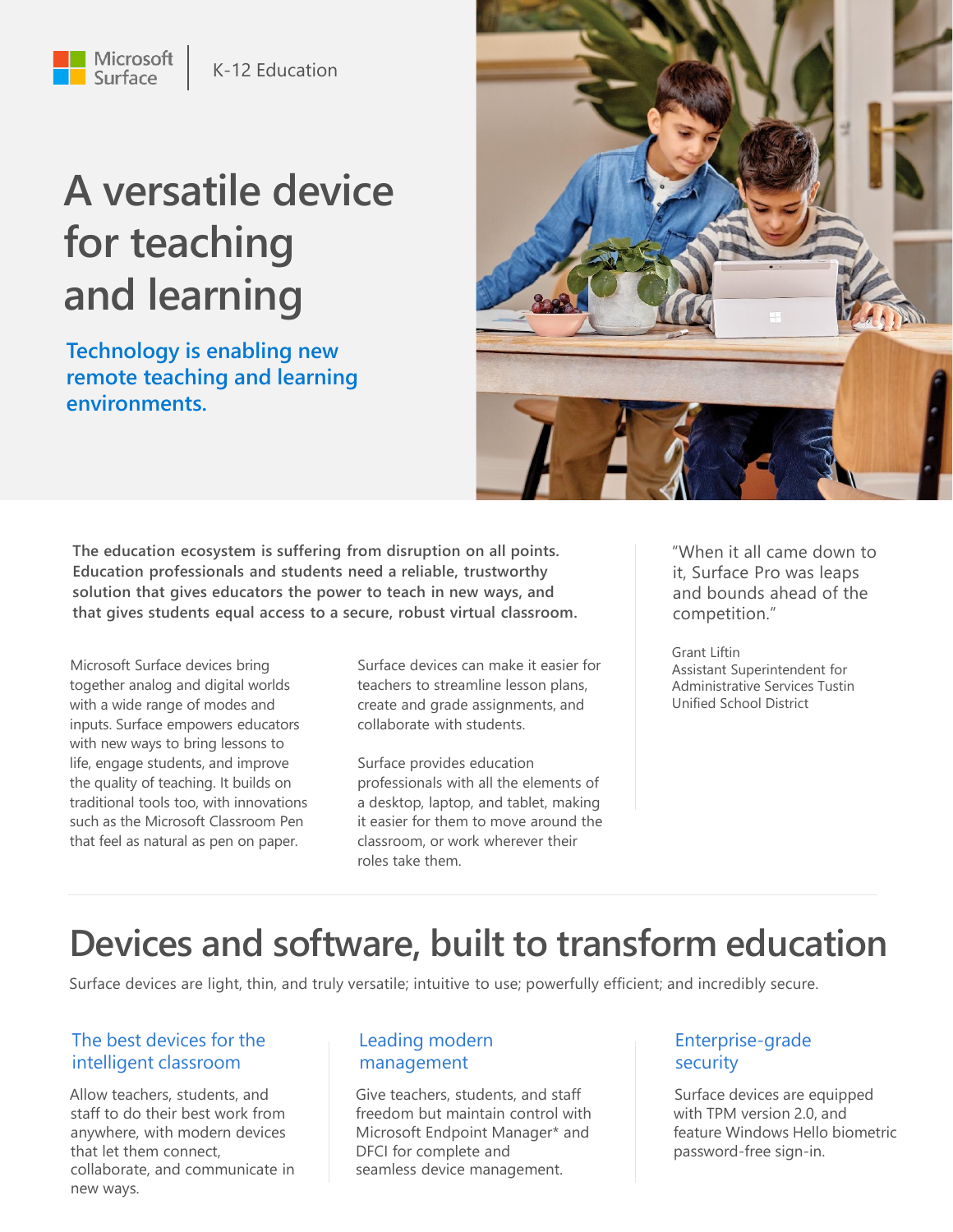Microsoft Surface | K-12 Education

# A versatile device for teaching and learning

**Technology is enabling new remote teaching and learning environments.**

**The education ecosystem is suffering from disruption on all points. Education professionals and students need a reliable, trustworthy solution that gives educators the power to teach in new ways, and that gives students equal access to a secure, robust virtual classroom.**

Microsoft Surface devices bring together analog and digital worlds with a wide range of modes and inputs. Surface empowers educators with new ways to bring lessons to life, engage students, and improve the quality of teaching. It builds on traditional tools too, with innovations such as the Microsoft Classroom Pen that feel as natural as pen on paper.

Surface devices can make it easier for teachers to streamline lesson plans, create and grade assignments, and collaborate with students.

Surface provides education professionals with all the elements of a desktop, laptop, and tablet, making it easier for them to move around the classroom, or work wherever their roles take them.

> "When it all came down to it, Surface Pro was leaps and bounds ahead of the competition."
>
> Grant Liftin
> Assistant Superintendent for Administrative Services Tustin Unified School District

## Devices and software, built to transform education

Surface devices are light, thin, and truly versatile; intuitive to use; powerfully efficient; and incredibly secure.

### The best devices for the intelligent classroom

Allow teachers, students, and staff to do their best work from anywhere, with modern devices that let them connect, collaborate, and communicate in new ways.

### Leading modern management

Give teachers, students, and staff freedom but maintain control with Microsoft Endpoint Manager* and DFCI for complete and seamless device management.

### Enterprise-grade security

Surface devices are equipped with TPM version 2.0, and feature Windows Hello biometric password-free sign-in.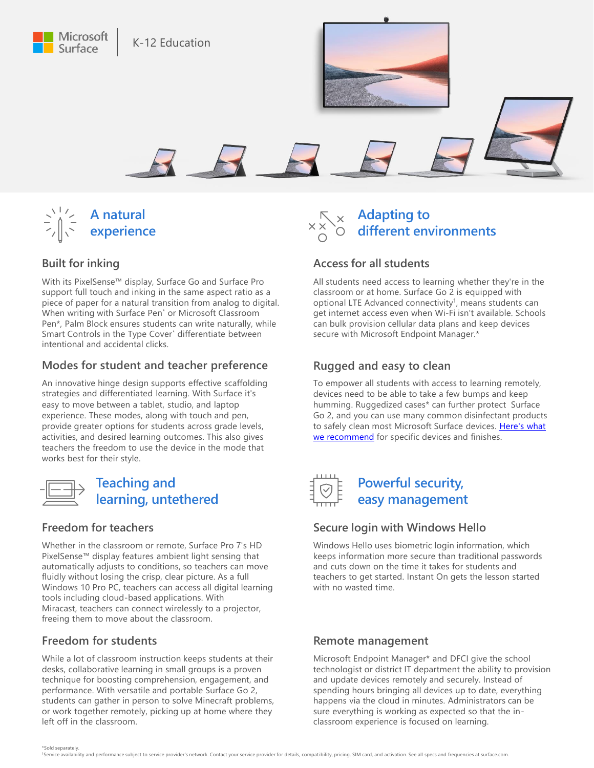Microsoft Surface | K-12 Education

## A natural experience

### Built for inking

With its PixelSense™ display, Surface Go and Surface Pro support full touch and inking in the same aspect ratio as a piece of paper for a natural transition from analog to digital. When writing with Surface Pen* or Microsoft Classroom Pen*, Palm Block ensures students can write naturally, while Smart Controls in the Type Cover* differentiate between intentional and accidental clicks.

### Modes for student and teacher preference

An innovative hinge design supports effective scaffolding strategies and differentiated learning. With Surface it's easy to move between a tablet, studio, and laptop experience. These modes, along with touch and pen, provide greater options for students across grade levels, activities, and desired learning outcomes. This also gives teachers the freedom to use the device in the mode that works best for their style.

## Teaching and learning, untethered

### Freedom for teachers

Whether in the classroom or remote, Surface Pro 7's HD PixelSense™ display features ambient light sensing that automatically adjusts to conditions, so teachers can move fluidly without losing the crisp, clear picture. As a full Windows 10 Pro PC, teachers can access all digital learning tools including cloud-based applications. With Miracast, teachers can connect wirelessly to a projector, freeing them to move about the classroom.

### Freedom for students

While a lot of classroom instruction keeps students at their desks, collaborative learning in small groups is a proven technique for boosting comprehension, engagement, and performance. With versatile and portable Surface Go 2, students can gather in person to solve Minecraft problems, or work together remotely, picking up at home where they left off in the classroom.

## Adapting to different environments

### Access for all students

All students need access to learning whether they're in the classroom or at home. Surface Go 2 is equipped with optional LTE Advanced connectivity[1], means students can get internet access even when Wi-Fi isn't available. Schools can bulk provision cellular data plans and keep devices secure with Microsoft Endpoint Manager.*

### Rugged and easy to clean

To empower all students with access to learning remotely, devices need to be able to take a few bumps and keep humming. Ruggedized cases* can further protect Surface Go 2, and you can use many common disinfectant products to safely clean most Microsoft Surface devices. [Here's what we recommend] for specific devices and finishes.

## Powerful security, easy management

### Secure login with Windows Hello

Windows Hello uses biometric login information, which keeps information more secure than traditional passwords and cuts down on the time it takes for students and teachers to get started. Instant On gets the lesson started with no wasted time.

### Remote management

Microsoft Endpoint Manager* and DFCI give the school technologist or district IT department the ability to provision and update devices remotely and securely. Instead of spending hours bringing all devices up to date, everything happens via the cloud in minutes. Administrators can be sure everything is working as expected so that the in-classroom experience is focused on learning.

*Sold separately.
[1]Service availability and performance subject to service provider's network. Contact your service provider for details, compatibility, pricing, SIM card, and activation. See all specs and frequencies at surface.com.